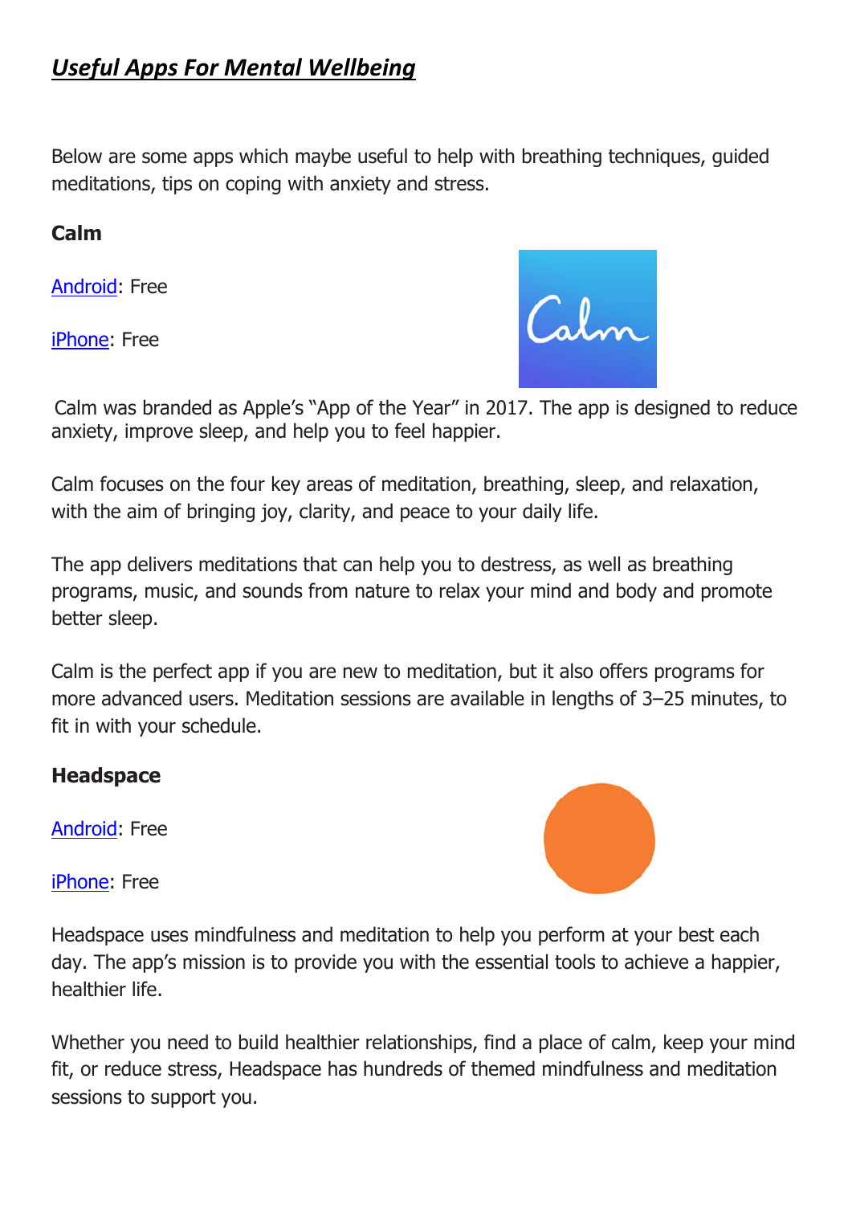# ***Useful Apps For Mental Wellbeing***

Below are some apps which maybe useful to help with breathing techniques, guided meditations, tips on coping with anxiety and stress.

**Calm**

Android: Free

iPhone: Free

Calm was branded as Apple's "App of the Year" in 2017. The app is designed to reduce anxiety, improve sleep, and help you to feel happier.

Calm focuses on the four key areas of meditation, breathing, sleep, and relaxation, with the aim of bringing joy, clarity, and peace to your daily life.

The app delivers meditations that can help you to destress, as well as breathing programs, music, and sounds from nature to relax your mind and body and promote better sleep.

Calm is the perfect app if you are new to meditation, but it also offers programs for more advanced users. Meditation sessions are available in lengths of 3–25 minutes, to fit in with your schedule.

**Headspace**

Android: Free

iPhone: Free

Headspace uses mindfulness and meditation to help you perform at your best each day. The app's mission is to provide you with the essential tools to achieve a happier, healthier life.

Whether you need to build healthier relationships, find a place of calm, keep your mind fit, or reduce stress, Headspace has hundreds of themed mindfulness and meditation sessions to support you.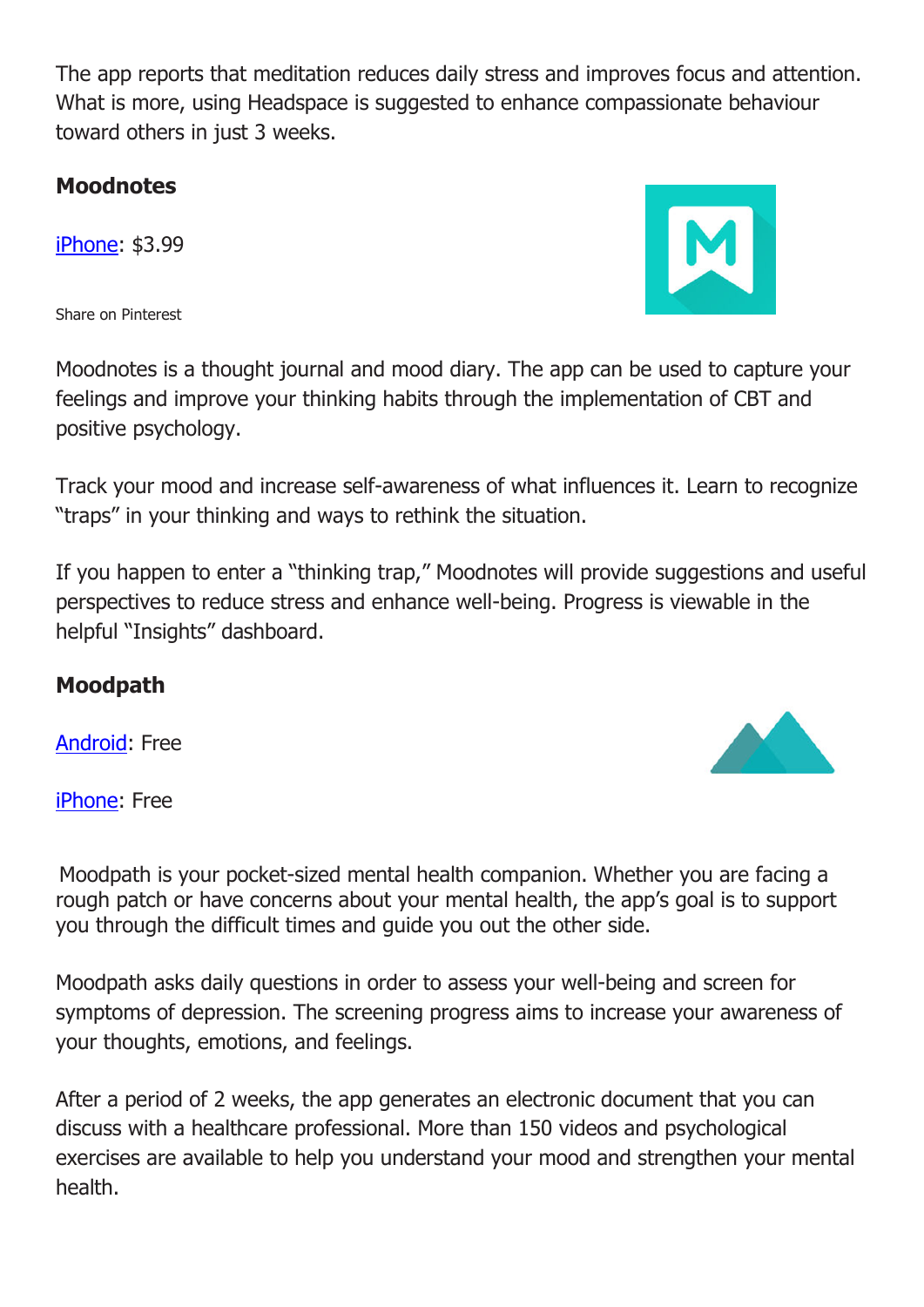The app reports that meditation reduces daily stress and improves focus and attention. What is more, using Headspace is suggested to enhance compassionate behaviour toward others in just 3 weeks.

### Moodnotes

[iPhone](): $3.99

Share on Pinterest

Moodnotes is a thought journal and mood diary. The app can be used to capture your feelings and improve your thinking habits through the implementation of CBT and positive psychology.

Track your mood and increase self-awareness of what influences it. Learn to recognize "traps" in your thinking and ways to rethink the situation.

If you happen to enter a "thinking trap," Moodnotes will provide suggestions and useful perspectives to reduce stress and enhance well-being. Progress is viewable in the helpful "Insights" dashboard.

### Moodpath

[Android](): Free

[iPhone](): Free

Moodpath is your pocket-sized mental health companion. Whether you are facing a rough patch or have concerns about your mental health, the app's goal is to support you through the difficult times and guide you out the other side.

Moodpath asks daily questions in order to assess your well-being and screen for symptoms of depression. The screening progress aims to increase your awareness of your thoughts, emotions, and feelings.

After a period of 2 weeks, the app generates an electronic document that you can discuss with a healthcare professional. More than 150 videos and psychological exercises are available to help you understand your mood and strengthen your mental health.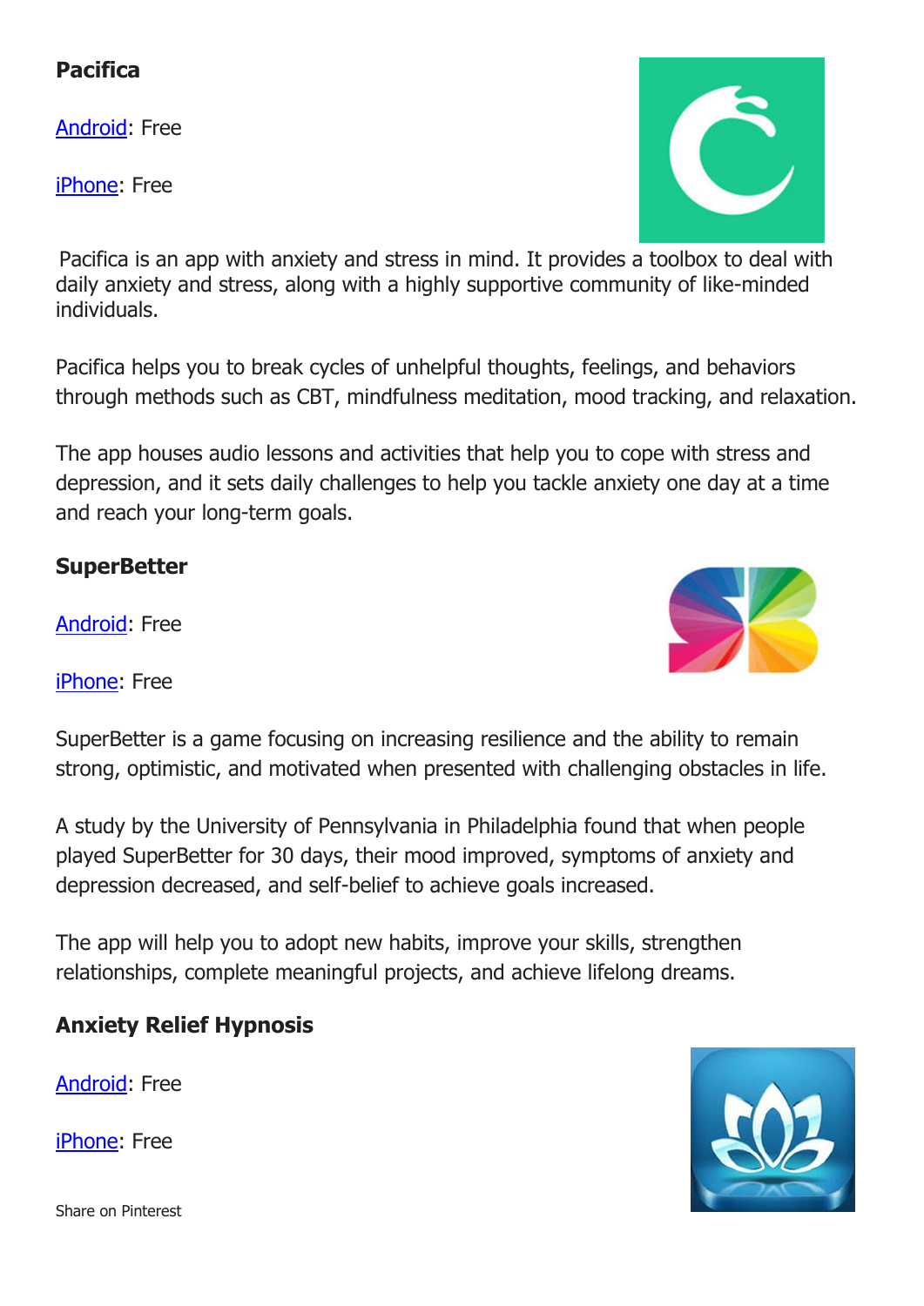### Pacifica

Android: Free

iPhone: Free

Pacifica is an app with anxiety and stress in mind. It provides a toolbox to deal with daily anxiety and stress, along with a highly supportive community of like-minded individuals.

Pacifica helps you to break cycles of unhelpful thoughts, feelings, and behaviors through methods such as CBT, mindfulness meditation, mood tracking, and relaxation.

The app houses audio lessons and activities that help you to cope with stress and depression, and it sets daily challenges to help you tackle anxiety one day at a time and reach your long-term goals.

### SuperBetter

Android: Free

iPhone: Free

SuperBetter is a game focusing on increasing resilience and the ability to remain strong, optimistic, and motivated when presented with challenging obstacles in life.

A study by the University of Pennsylvania in Philadelphia found that when people played SuperBetter for 30 days, their mood improved, symptoms of anxiety and depression decreased, and self-belief to achieve goals increased.

The app will help you to adopt new habits, improve your skills, strengthen relationships, complete meaningful projects, and achieve lifelong dreams.

### Anxiety Relief Hypnosis

Android: Free

iPhone: Free

Share on Pinterest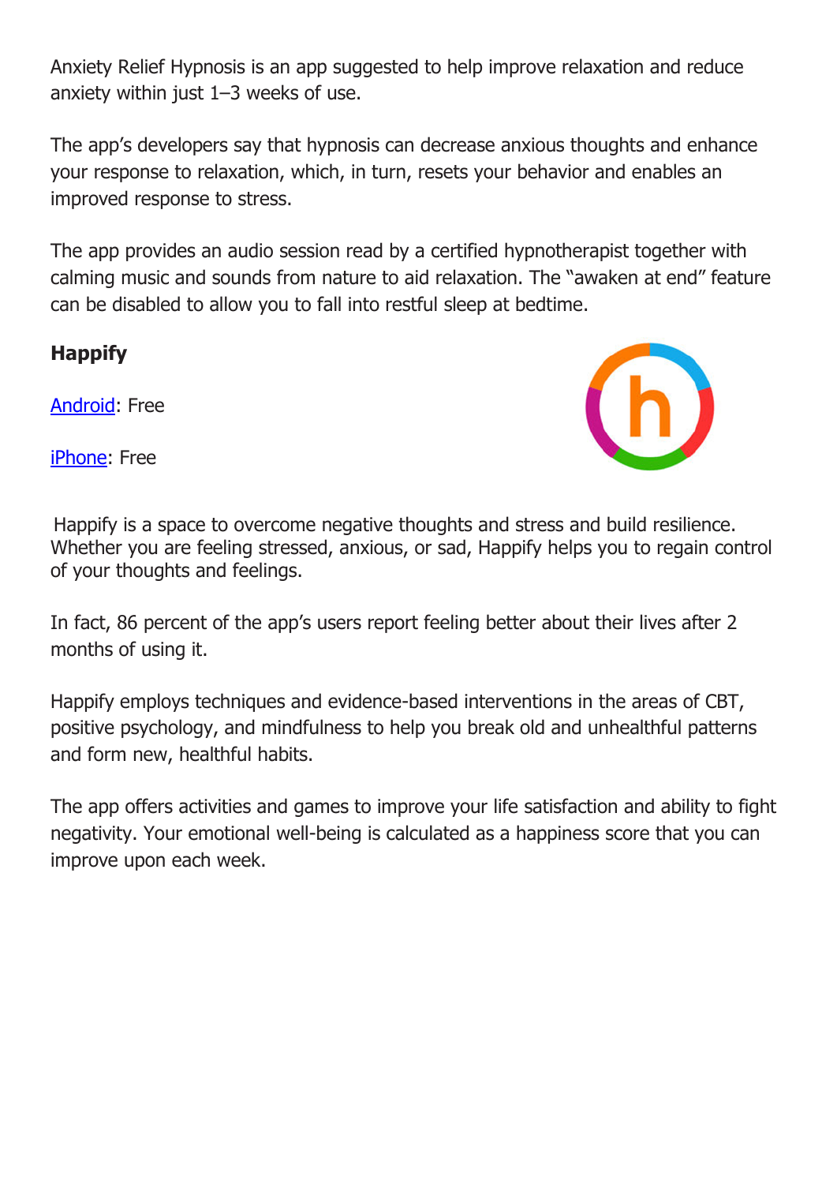Anxiety Relief Hypnosis is an app suggested to help improve relaxation and reduce anxiety within just 1–3 weeks of use.

The app's developers say that hypnosis can decrease anxious thoughts and enhance your response to relaxation, which, in turn, resets your behavior and enables an improved response to stress.

The app provides an audio session read by a certified hypnotherapist together with calming music and sounds from nature to aid relaxation. The "awaken at end" feature can be disabled to allow you to fall into restful sleep at bedtime.

**Happify**

Android: Free

iPhone: Free

Happify is a space to overcome negative thoughts and stress and build resilience. Whether you are feeling stressed, anxious, or sad, Happify helps you to regain control of your thoughts and feelings.

In fact, 86 percent of the app's users report feeling better about their lives after 2 months of using it.

Happify employs techniques and evidence-based interventions in the areas of CBT, positive psychology, and mindfulness to help you break old and unhealthful patterns and form new, healthful habits.

The app offers activities and games to improve your life satisfaction and ability to fight negativity. Your emotional well-being is calculated as a happiness score that you can improve upon each week.